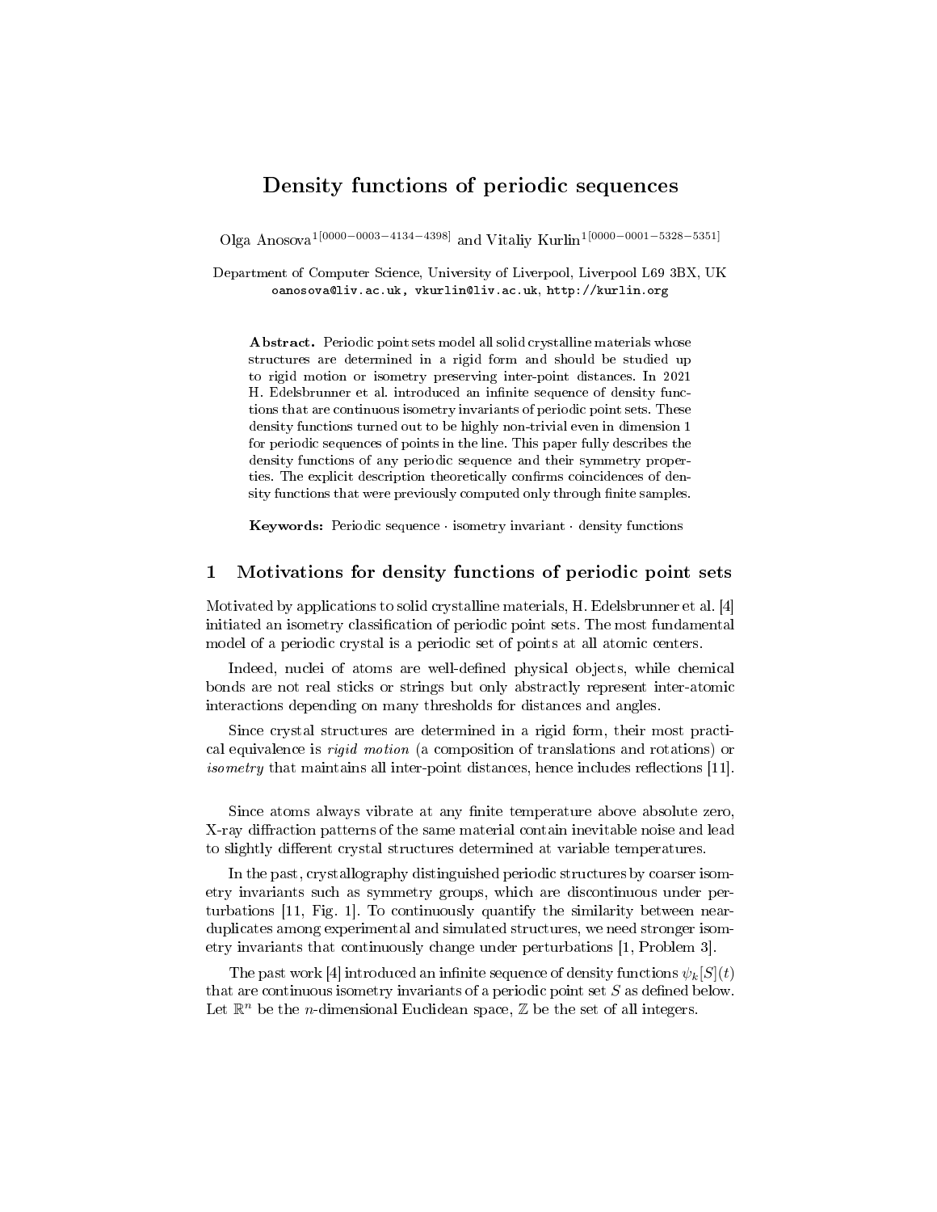# Density functions of periodic sequences

Olga Anosova[1[0000-0003-4134-4398]] and Vitaliy Kurlin[1[0000-0001-5328-5351]]

Department of Computer Science, University of Liverpool, Liverpool L69 3BX, UK
oanosova@liv.ac.uk, vkurlin@liv.ac.uk, http://kurlin.org

**Abstract.** Periodic point sets model all solid crystalline materials whose structures are determined in a rigid form and should be studied up to rigid motion or isometry preserving inter-point distances. In 2021 H. Edelsbrunner et al. introduced an infinite sequence of density functions that are continuous isometry invariants of periodic point sets. These density functions turned out to be highly non-trivial even in dimension 1 for periodic sequences of points in the line. This paper fully describes the density functions of any periodic sequence and their symmetry properties. The explicit description theoretically confirms coincidences of density functions that were previously computed only through finite samples.

**Keywords:** Periodic sequence · isometry invariant · density functions

## 1 Motivations for density functions of periodic point sets

Motivated by applications to solid crystalline materials, H. Edelsbrunner et al. [4] initiated an isometry classification of periodic point sets. The most fundamental model of a periodic crystal is a periodic set of points at all atomic centers.

Indeed, nuclei of atoms are well-defined physical objects, while chemical bonds are not real sticks or strings but only abstractly represent inter-atomic interactions depending on many thresholds for distances and angles.

Since crystal structures are determined in a rigid form, their most practical equivalence is *rigid motion* (a composition of translations and rotations) or *isometry* that maintains all inter-point distances, hence includes reflections [11].

Since atoms always vibrate at any finite temperature above absolute zero, X-ray diffraction patterns of the same material contain inevitable noise and lead to slightly different crystal structures determined at variable temperatures.

In the past, crystallography distinguished periodic structures by coarser isometry invariants such as symmetry groups, which are discontinuous under perturbations [11, Fig. 1]. To continuously quantify the similarity between near-duplicates among experimental and simulated structures, we need stronger isometry invariants that continuously change under perturbations [1, Problem 3].

The past work [4] introduced an infinite sequence of density functions $\psi_k[S](t)$ that are continuous isometry invariants of a periodic point set $S$ as defined below. Let $\mathbb{R}^n$ be the $n$-dimensional Euclidean space, $\mathbb{Z}$ be the set of all integers.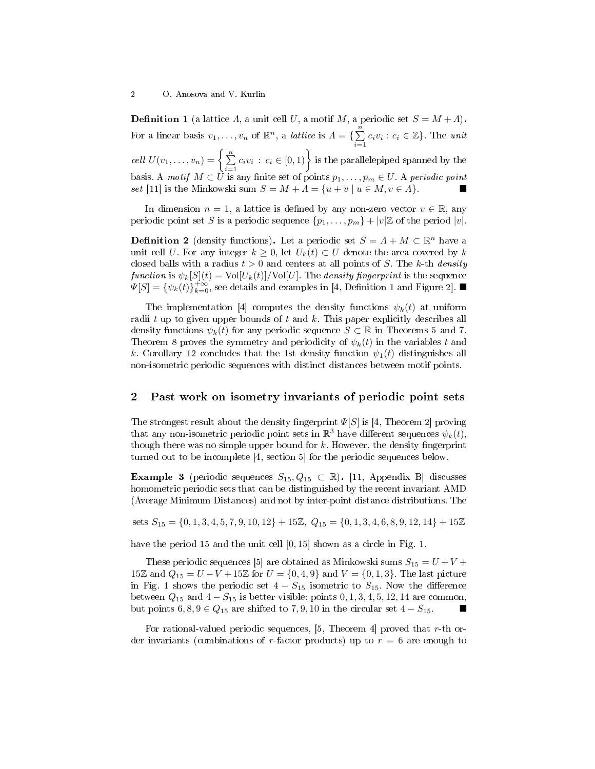**Definition 1** (a lattice $\Lambda$, a unit cell $U$, a motif $M$, a periodic set $S = M + \Lambda$). For a linear basis $v_1, \dots, v_n$ of $\mathbb{R}^n$, a *lattice* is $\Lambda = \{\sum\limits_{i=1}^{n} c_i v_i : c_i \in \mathbb{Z}\}$. The *unit cell* $U(v_1, \dots, v_n) = \left\{\sum\limits_{i=1}^{n} c_i v_i \,:\, c_i \in [0, 1)\right\}$ is the parallelepiped spanned by the basis. A *motif* $M \subset U$ is any finite set of points $p_1, \dots, p_m \in U$. A *periodic point set* [11] is the Minkowski sum $S = M + \Lambda = \{u + v \mid u \in M, v \in \Lambda\}$. ■

In dimension $n = 1$, a lattice is defined by any non-zero vector $v \in \mathbb{R}$, any periodic point set $S$ is a periodic sequence $\{p_1, \dots, p_m\} + |v|\mathbb{Z}$ of the period $|v|$.

**Definition 2** (density functions). Let a periodic set $S = \Lambda + M \subset \mathbb{R}^n$ have a unit cell $U$. For any integer $k \geq 0$, let $U_k(t) \subset U$ denote the area covered by $k$ closed balls with a radius $t > 0$ and centers at all points of $S$. The $k$-th *density function* is $\psi_k[S](t) = \mathrm{Vol}[U_k(t)]/\mathrm{Vol}[U]$. The *density fingerprint* is the sequence $\Psi[S] = \{\psi_k(t)\}_{k=0}^{+\infty}$, see details and examples in [4, Definition 1 and Figure 2]. ■

The implementation [4] computes the density functions $\psi_k(t)$ at uniform radii $t$ up to given upper bounds of $t$ and $k$. This paper explicitly describes all density functions $\psi_k(t)$ for any periodic sequence $S \subset \mathbb{R}$ in Theorems 5 and 7. Theorem 8 proves the symmetry and periodicity of $\psi_k(t)$ in the variables $t$ and $k$. Corollary 12 concludes that the 1st density function $\psi_1(t)$ distinguishes all non-isometric periodic sequences with distinct distances between motif points.

## 2 Past work on isometry invariants of periodic point sets

The strongest result about the density fingerprint $\Psi[S]$ is [4, Theorem 2] proving that any non-isometric periodic point sets in $\mathbb{R}^3$ have different sequences $\psi_k(t)$, though there was no simple upper bound for $k$. However, the density fingerprint turned out to be incomplete [4, section 5] for the periodic sequences below.

**Example 3** (periodic sequences $S_{15}, Q_{15} \subset \mathbb{R}$). [11, Appendix B] discusses homometric periodic sets that can be distinguished by the recent invariant AMD (Average Minimum Distances) and not by inter-point distance distributions. The

sets $S_{15} = \{0, 1, 3, 4, 5, 7, 9, 10, 12\} + 15\mathbb{Z}$, $Q_{15} = \{0, 1, 3, 4, 6, 8, 9, 12, 14\} + 15\mathbb{Z}$

have the period 15 and the unit cell $[0, 15]$ shown as a circle in Fig. 1.

These periodic sequences [5] are obtained as Minkowski sums $S_{15} = U + V + 15\mathbb{Z}$ and $Q_{15} = U - V + 15\mathbb{Z}$ for $U = \{0, 4, 9\}$ and $V = \{0, 1, 3\}$. The last picture in Fig. 1 shows the periodic set $4 - S_{15}$ isometric to $S_{15}$. Now the difference between $Q_{15}$ and $4 - S_{15}$ is better visible: points $0, 1, 3, 4, 5, 12, 14$ are common, but points $6, 8, 9 \in Q_{15}$ are shifted to $7, 9, 10$ in the circular set $4 - S_{15}$. ■

For rational-valued periodic sequences, [5, Theorem 4] proved that $r$-th order invariants (combinations of $r$-factor products) up to $r = 6$ are enough to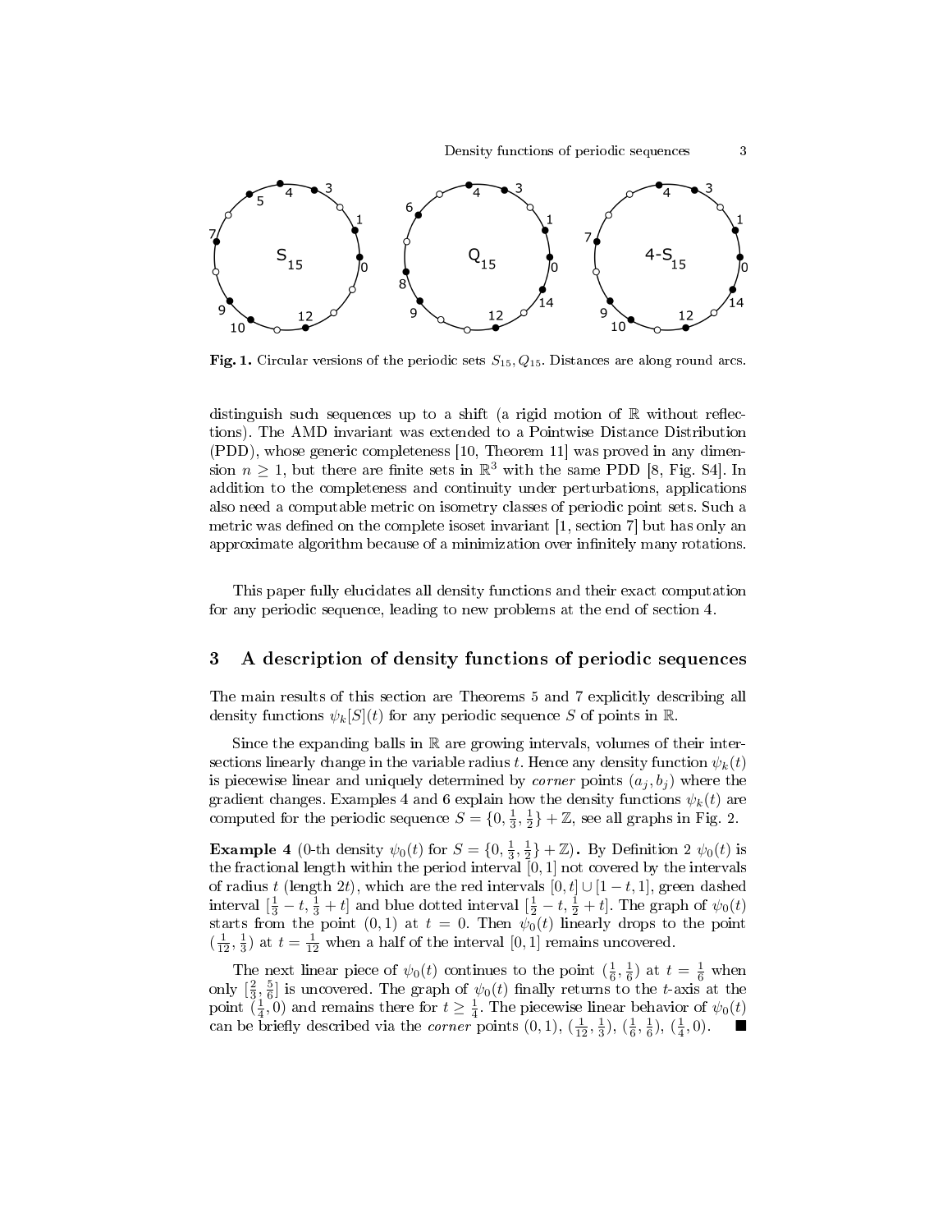**Fig. 1.** Circular versions of the periodic sets $S_{15}, Q_{15}$. Distances are along round arcs.

distinguish such sequences up to a shift (a rigid motion of $\mathbb{R}$ without reflections). The AMD invariant was extended to a Pointwise Distance Distribution (PDD), whose generic completeness [10, Theorem 11] was proved in any dimension $n \geq 1$, but there are finite sets in $\mathbb{R}^3$ with the same PDD [8, Fig. S4]. In addition to the completeness and continuity under perturbations, applications also need a computable metric on isometry classes of periodic point sets. Such a metric was defined on the complete isoset invariant [1, section 7] but has only an approximate algorithm because of a minimization over infinitely many rotations.

This paper fully elucidates all density functions and their exact computation for any periodic sequence, leading to new problems at the end of section 4.

## 3 A description of density functions of periodic sequences

The main results of this section are Theorems 5 and 7 explicitly describing all density functions $\psi_k[S](t)$ for any periodic sequence $S$ of points in $\mathbb{R}$.

Since the expanding balls in $\mathbb{R}$ are growing intervals, volumes of their intersections linearly change in the variable radius $t$. Hence any density function $\psi_k(t)$ is piecewise linear and uniquely determined by *corner* points $(a_j, b_j)$ where the gradient changes. Examples 4 and 6 explain how the density functions $\psi_k(t)$ are computed for the periodic sequence $S = \{0, \frac{1}{3}, \frac{1}{2}\} + \mathbb{Z}$, see all graphs in Fig. 2.

**Example 4** (0-th density $\psi_0(t)$ for $S = \{0, \frac{1}{3}, \frac{1}{2}\} + \mathbb{Z}$)**.** By Definition 2 $\psi_0(t)$ is the fractional length within the period interval $[0, 1]$ not covered by the intervals of radius $t$ (length $2t$), which are the red intervals $[0, t] \cup [1-t, 1]$, green dashed interval $[\frac{1}{3} - t, \frac{1}{3} + t]$ and blue dotted interval $[\frac{1}{2} - t, \frac{1}{2} + t]$. The graph of $\psi_0(t)$ starts from the point $(0, 1)$ at $t = 0$. Then $\psi_0(t)$ linearly drops to the point $(\frac{1}{12}, \frac{1}{3})$ at $t = \frac{1}{12}$ when a half of the interval $[0, 1]$ remains uncovered.

The next linear piece of $\psi_0(t)$ continues to the point $(\frac{1}{6}, \frac{1}{6})$ at $t = \frac{1}{6}$ when only $[\frac{2}{3}, \frac{5}{6}]$ is uncovered. The graph of $\psi_0(t)$ finally returns to the $t$-axis at the point $(\frac{1}{4}, 0)$ and remains there for $t \geq \frac{1}{4}$. The piecewise linear behavior of $\psi_0(t)$ can be briefly described via the *corner* points $(0, 1)$, $(\frac{1}{12}, \frac{1}{3})$, $(\frac{1}{6}, \frac{1}{6})$, $(\frac{1}{4}, 0)$. ■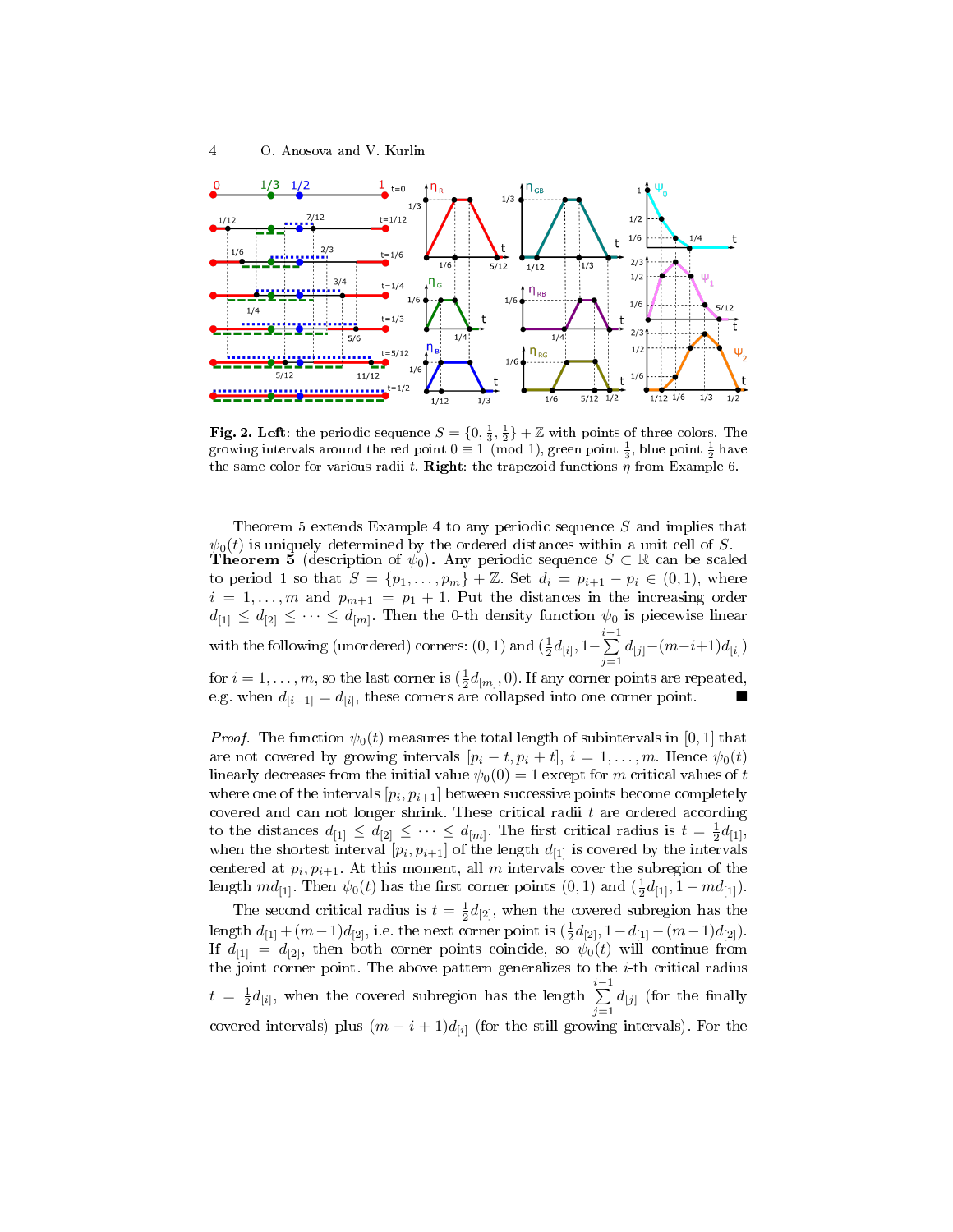**Fig. 2. Left**: the periodic sequence $S = \{0, \frac{1}{3}, \frac{1}{2}\} + \mathbb{Z}$ with points of three colors. The growing intervals around the red point $0 \equiv 1 \pmod 1$, green point $\frac{1}{3}$, blue point $\frac{1}{2}$ have the same color for various radii $t$. **Right**: the trapezoid functions $\eta$ from Example 6.

Theorem 5 extends Example 4 to any periodic sequence $S$ and implies that $\psi_0(t)$ is uniquely determined by the ordered distances within a unit cell of $S$.

**Theorem 5** (description of $\psi_0$)**.** Any periodic sequence $S \subset \mathbb{R}$ can be scaled to period 1 so that $S = \{p_1, \dots, p_m\} + \mathbb{Z}$. Set $d_i = p_{i+1} - p_i \in (0, 1)$, where $i = 1, \dots, m$ and $p_{m+1} = p_1 + 1$. Put the distances in the increasing order $d_{[1]} \leq d_{[2]} \leq \dots \leq d_{[m]}$. Then the 0-th density function $\psi_0$ is piecewise linear with the following (unordered) corners: $(0, 1)$ and $(\frac{1}{2}d_{[i]}, 1 - \sum\limits_{j=1}^{i-1} d_{[j]} - (m-i+1)d_{[i]})$ for $i = 1, \dots, m$, so the last corner is $(\frac{1}{2}d_{[m]}, 0)$. If any corner points are repeated, e.g. when $d_{[i-1]} = d_{[i]}$, these corners are collapsed into one corner point. ∎

*Proof.* The function $\psi_0(t)$ measures the total length of subintervals in $[0, 1]$ that are not covered by growing intervals $[p_i - t, p_i + t]$, $i = 1, \dots, m$. Hence $\psi_0(t)$ linearly decreases from the initial value $\psi_0(0) = 1$ except for $m$ critical values of $t$ where one of the intervals $[p_i, p_{i+1}]$ between successive points become completely covered and can not longer shrink. These critical radii $t$ are ordered according to the distances $d_{[1]} \leq d_{[2]} \leq \dots \leq d_{[m]}$. The first critical radius is $t = \frac{1}{2}d_{[1]}$, when the shortest interval $[p_i, p_{i+1}]$ of the length $d_{[1]}$ is covered by the intervals centered at $p_i, p_{i+1}$. At this moment, all $m$ intervals cover the subregion of the length $md_{[1]}$. Then $\psi_0(t)$ has the first corner points $(0, 1)$ and $(\frac{1}{2}d_{[1]}, 1 - md_{[1]})$.

The second critical radius is $t = \frac{1}{2}d_{[2]}$, when the covered subregion has the length $d_{[1]} + (m-1)d_{[2]}$, i.e. the next corner point is $(\frac{1}{2}d_{[2]}, 1 - d_{[1]} - (m-1)d_{[2]})$. If $d_{[1]} = d_{[2]}$, then both corner points coincide, so $\psi_0(t)$ will continue from the joint corner point. The above pattern generalizes to the $i$-th critical radius $t = \frac{1}{2}d_{[i]}$, when the covered subregion has the length $\sum\limits_{j=1}^{i-1} d_{[j]}$ (for the finally covered intervals) plus $(m - i + 1)d_{[i]}$ (for the still growing intervals). For the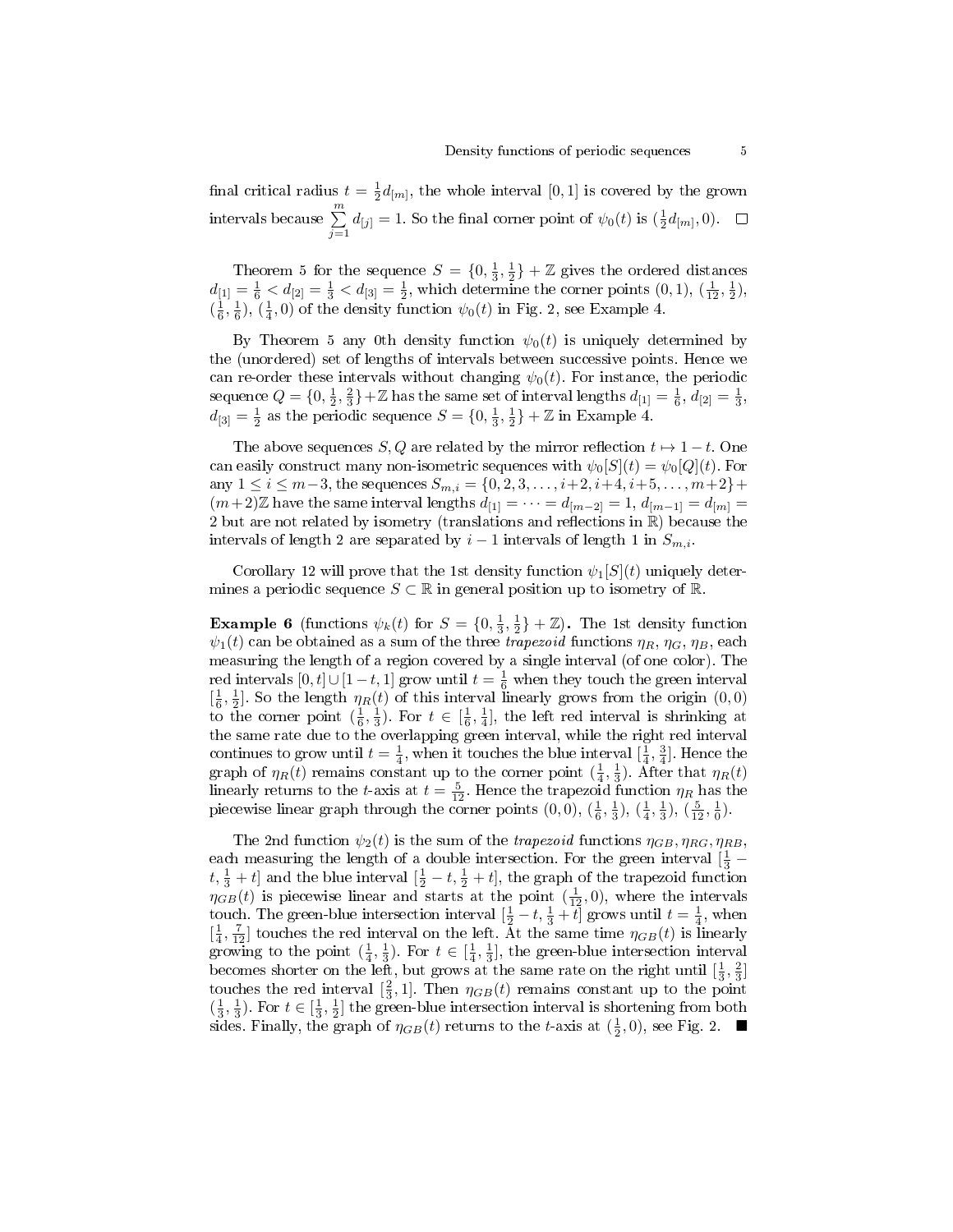final critical radius $t = \frac{1}{2}d_{[m]}$, the whole interval $[0, 1]$ is covered by the grown intervals because $\sum_{j=1}^{m} d_{[j]} = 1$. So the final corner point of $\psi_0(t)$ is $(\frac{1}{2}d_{[m]}, 0)$. $\square$

Theorem 5 for the sequence $S = \{0, \frac{1}{3}, \frac{1}{2}\} + \mathbb{Z}$ gives the ordered distances $d_{[1]} = \frac{1}{6} < d_{[2]} = \frac{1}{3} < d_{[3]} = \frac{1}{2}$, which determine the corner points $(0, 1)$, $(\frac{1}{12}, \frac{1}{2})$, $(\frac{1}{6}, \frac{1}{6})$, $(\frac{1}{4}, 0)$ of the density function $\psi_0(t)$ in Fig. 2, see Example 4.

By Theorem 5 any 0th density function $\psi_0(t)$ is uniquely determined by the (unordered) set of lengths of intervals between successive points. Hence we can re-order these intervals without changing $\psi_0(t)$. For instance, the periodic sequence $Q = \{0, \frac{1}{2}, \frac{2}{3}\} + \mathbb{Z}$ has the same set of interval lengths $d_{[1]} = \frac{1}{6}$, $d_{[2]} = \frac{1}{3}$, $d_{[3]} = \frac{1}{2}$ as the periodic sequence $S = \{0, \frac{1}{3}, \frac{1}{2}\} + \mathbb{Z}$ in Example 4.

The above sequences $S, Q$ are related by the mirror reflection $t \mapsto 1 - t$. One can easily construct many non-isometric sequences with $\psi_0[S](t) = \psi_0[Q](t)$. For any $1 \leq i \leq m-3$, the sequences $S_{m,i} = \{0, 2, 3, \dots, i+2, i+4, i+5, \dots, m+2\} + (m+2)\mathbb{Z}$ have the same interval lengths $d_{[1]} = \dots = d_{[m-2]} = 1$, $d_{[m-1]} = d_{[m]} = 2$ but are not related by isometry (translations and reflections in $\mathbb{R}$) because the intervals of length 2 are separated by $i - 1$ intervals of length 1 in $S_{m,i}$.

Corollary 12 will prove that the 1st density function $\psi_1[S](t)$ uniquely determines a periodic sequence $S \subset \mathbb{R}$ in general position up to isometry of $\mathbb{R}$.

**Example 6** (functions $\psi_k(t)$ for $S = \{0, \frac{1}{3}, \frac{1}{2}\} + \mathbb{Z}$)**.** The 1st density function $\psi_1(t)$ can be obtained as a sum of the three *trapezoid* functions $\eta_R$, $\eta_G$, $\eta_B$, each measuring the length of a region covered by a single interval (of one color). The red intervals $[0, t] \cup [1-t, 1]$ grow until $t = \frac{1}{6}$ when they touch the green interval $[\frac{1}{6}, \frac{1}{2}]$. So the length $\eta_R(t)$ of this interval linearly grows from the origin $(0, 0)$ to the corner point $(\frac{1}{6}, \frac{1}{3})$. For $t \in [\frac{1}{6}, \frac{1}{4}]$, the left red interval is shrinking at the same rate due to the overlapping green interval, while the right red interval continues to grow until $t = \frac{1}{4}$, when it touches the blue interval $[\frac{1}{4}, \frac{3}{4}]$. Hence the graph of $\eta_R(t)$ remains constant up to the corner point $(\frac{1}{4}, \frac{1}{3})$. After that $\eta_R(t)$ linearly returns to the $t$-axis at $t = \frac{5}{12}$. Hence the trapezoid function $\eta_R$ has the piecewise linear graph through the corner points $(0, 0)$, $(\frac{1}{6}, \frac{1}{3})$, $(\frac{1}{4}, \frac{1}{3})$, $(\frac{5}{12}, \frac{1}{0})$.

The 2nd function $\psi_2(t)$ is the sum of the *trapezoid* functions $\eta_{GB}, \eta_{RG}, \eta_{RB}$, each measuring the length of a double intersection. For the green interval $[\frac{1}{3} - t, \frac{1}{3} + t]$ and the blue interval $[\frac{1}{2} - t, \frac{1}{2} + t]$, the graph of the trapezoid function $\eta_{GB}(t)$ is piecewise linear and starts at the point $(\frac{1}{12}, 0)$, where the intervals touch. The green-blue intersection interval $[\frac{1}{2} - t, \frac{1}{3} + t]$ grows until $t = \frac{1}{4}$, when $[\frac{1}{4}, \frac{7}{12}]$ touches the red interval on the left. At the same time $\eta_{GB}(t)$ is linearly growing to the point $(\frac{1}{4}, \frac{1}{3})$. For $t \in [\frac{1}{4}, \frac{1}{3}]$, the green-blue intersection interval becomes shorter on the left, but grows at the same rate on the right until $[\frac{1}{3}, \frac{2}{3}]$ touches the red interval $[\frac{2}{3}, 1]$. Then $\eta_{GB}(t)$ remains constant up to the point $(\frac{1}{3}, \frac{1}{3})$. For $t \in [\frac{1}{3}, \frac{1}{2}]$ the green-blue intersection interval is shortening from both sides. Finally, the graph of $\eta_{GB}(t)$ returns to the $t$-axis at $(\frac{1}{2}, 0)$, see Fig. 2. $\blacksquare$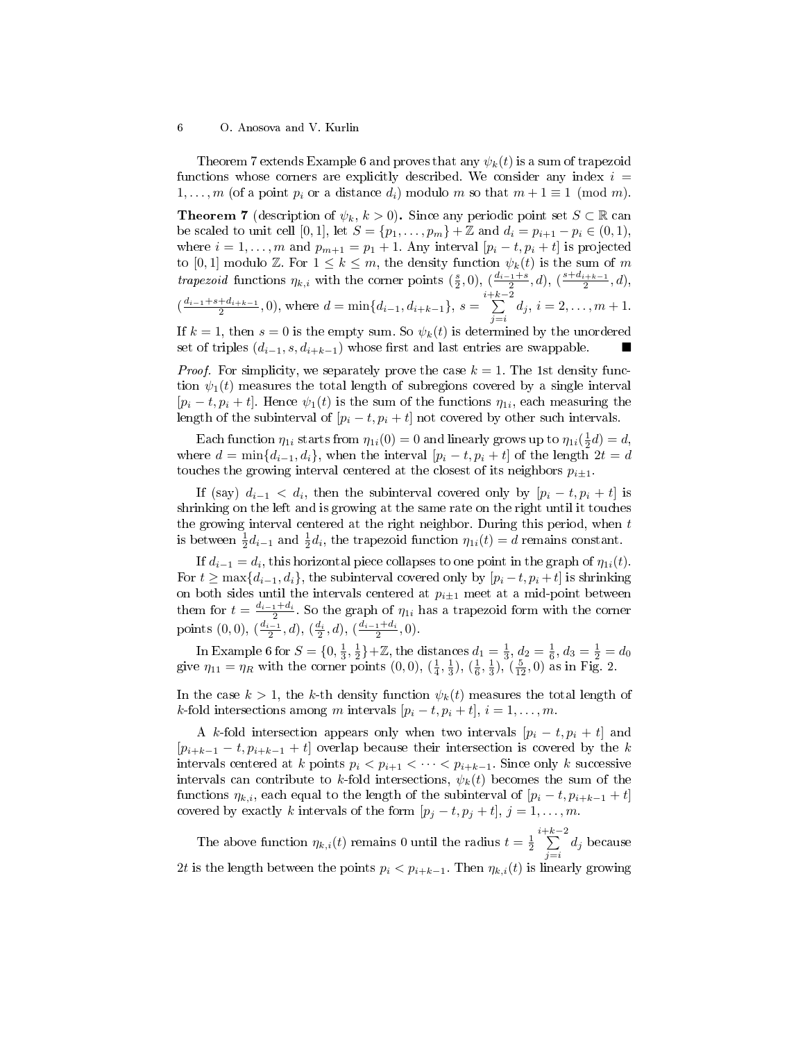Theorem 7 extends Example 6 and proves that any $\psi_k(t)$ is a sum of trapezoid functions whose corners are explicitly described. We consider any index $i = 1,\dots,m$ (of a point $p_i$ or a distance $d_i$) modulo $m$ so that $m+1 \equiv 1 \pmod m$.

**Theorem 7** (description of $\psi_k$, $k>0$)**.** Since any periodic point set $S \subset \mathbb{R}$ can be scaled to unit cell $[0,1]$, let $S = \{p_1,\dots,p_m\} + \mathbb{Z}$ and $d_i = p_{i+1} - p_i \in (0,1)$, where $i = 1,\dots,m$ and $p_{m+1} = p_1 + 1$. Any interval $[p_i - t, p_i + t]$ is projected to $[0,1]$ modulo $\mathbb{Z}$. For $1 \le k \le m$, the density function $\psi_k(t)$ is the sum of $m$ *trapezoid* functions $\eta_{k,i}$ with the corner points $(\frac{s}{2}, 0)$, $(\frac{d_{i-1}+s}{2}, d)$, $(\frac{s+d_{i+k-1}}{2}, d)$, $(\frac{d_{i-1}+s+d_{i+k-1}}{2}, 0)$, where $d = \min\{d_{i-1}, d_{i+k-1}\}$, $s = \sum\limits_{j=i}^{i+k-2} d_j$, $i = 2,\dots,m+1$. If $k=1$, then $s=0$ is the empty sum. So $\psi_k(t)$ is determined by the unordered set of triples $(d_{i-1}, s, d_{i+k-1})$ whose first and last entries are swappable. ∎

*Proof.* For simplicity, we separately prove the case $k=1$. The 1st density function $\psi_1(t)$ measures the total length of subregions covered by a single interval $[p_i - t, p_i + t]$. Hence $\psi_1(t)$ is the sum of the functions $\eta_{1i}$, each measuring the length of the subinterval of $[p_i - t, p_i + t]$ not covered by other such intervals.

Each function $\eta_{1i}$ starts from $\eta_{1i}(0) = 0$ and linearly grows up to $\eta_{1i}(\frac{1}{2}d) = d$, where $d = \min\{d_{i-1}, d_i\}$, when the interval $[p_i - t, p_i + t]$ of the length $2t = d$ touches the growing interval centered at the closest of its neighbors $p_{i\pm 1}$.

If (say) $d_{i-1} < d_i$, then the subinterval covered only by $[p_i - t, p_i + t]$ is shrinking on the left and is growing at the same rate on the right until it touches the growing interval centered at the right neighbor. During this period, when $t$ is between $\frac{1}{2}d_{i-1}$ and $\frac{1}{2}d_i$, the trapezoid function $\eta_{1i}(t) = d$ remains constant.

If $d_{i-1} = d_i$, this horizontal piece collapses to one point in the graph of $\eta_{1i}(t)$. For $t \ge \max\{d_{i-1}, d_i\}$, the subinterval covered only by $[p_i - t, p_i + t]$ is shrinking on both sides until the intervals centered at $p_{i\pm 1}$ meet at a mid-point between them for $t = \frac{d_{i-1}+d_i}{2}$. So the graph of $\eta_{1i}$ has a trapezoid form with the corner points $(0,0)$, $(\frac{d_{i-1}}{2}, d)$, $(\frac{d_i}{2}, d)$, $(\frac{d_{i-1}+d_i}{2}, 0)$.

In Example 6 for $S = \{0, \frac{1}{3}, \frac{1}{2}\} + \mathbb{Z}$, the distances $d_1 = \frac{1}{3}$, $d_2 = \frac{1}{6}$, $d_3 = \frac{1}{2} = d_0$ give $\eta_{11} = \eta_R$ with the corner points $(0,0)$, $(\frac{1}{4}, \frac{1}{3})$, $(\frac{1}{6}, \frac{1}{3})$, $(\frac{5}{12}, 0)$ as in Fig. 2.

In the case $k > 1$, the $k$-th density function $\psi_k(t)$ measures the total length of $k$-fold intersections among $m$ intervals $[p_i - t, p_i + t]$, $i = 1,\dots,m$.

A $k$-fold intersection appears only when two intervals $[p_i - t, p_i + t]$ and $[p_{i+k-1} - t, p_{i+k-1} + t]$ overlap because their intersection is covered by the $k$ intervals centered at $k$ points $p_i < p_{i+1} < \dots < p_{i+k-1}$. Since only $k$ successive intervals can contribute to $k$-fold intersections, $\psi_k(t)$ becomes the sum of the functions $\eta_{k,i}$, each equal to the length of the subinterval of $[p_i - t, p_{i+k-1} + t]$ covered by exactly $k$ intervals of the form $[p_j - t, p_j + t]$, $j = 1,\dots,m$.

The above function $\eta_{k,i}(t)$ remains 0 until the radius $t = \frac{1}{2}\sum\limits_{j=i}^{i+k-2} d_j$ because $2t$ is the length between the points $p_i < p_{i+k-1}$. Then $\eta_{k,i}(t)$ is linearly growing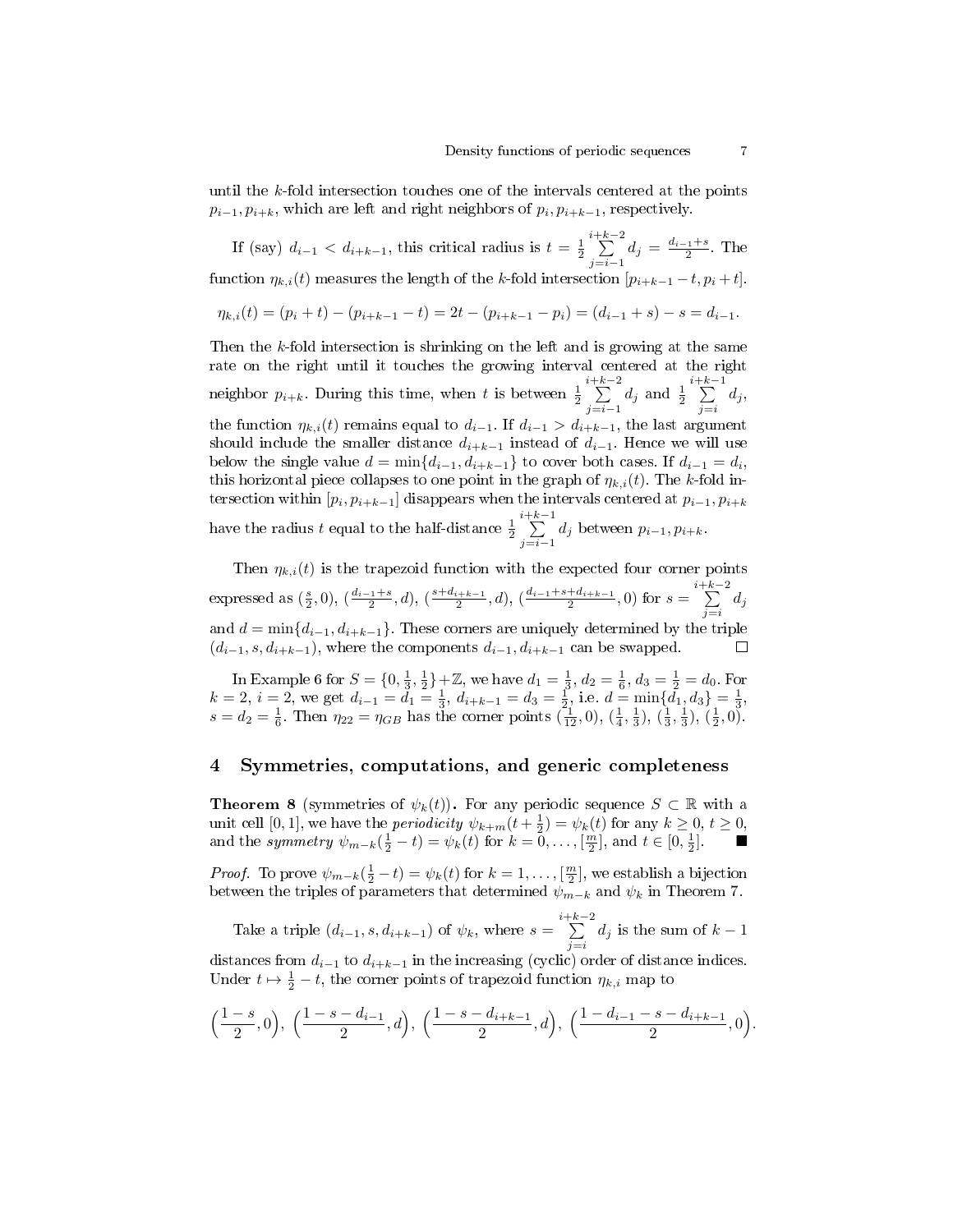until the $k$-fold intersection touches one of the intervals centered at the points $p_{i-1}, p_{i+k}$, which are left and right neighbors of $p_i, p_{i+k-1}$, respectively.

If (say) $d_{i-1} < d_{i+k-1}$, this critical radius is $t = \frac{1}{2}\sum\limits_{j=i-1}^{i+k-2} d_j = \frac{d_{i-1}+s}{2}$. The function $\eta_{k,i}(t)$ measures the length of the $k$-fold intersection $[p_{i+k-1}-t, p_i+t]$.

$$\eta_{k,i}(t) = (p_i+t) - (p_{i+k-1}-t) = 2t - (p_{i+k-1}-p_i) = (d_{i-1}+s) - s = d_{i-1}.$$

Then the $k$-fold intersection is shrinking on the left and is growing at the same rate on the right until it touches the growing interval centered at the right neighbor $p_{i+k}$. During this time, when $t$ is between $\frac{1}{2}\sum\limits_{j=i-1}^{i+k-2} d_j$ and $\frac{1}{2}\sum\limits_{j=i}^{i+k-1} d_j$, the function $\eta_{k,i}(t)$ remains equal to $d_{i-1}$. If $d_{i-1} > d_{i+k-1}$, the last argument should include the smaller distance $d_{i+k-1}$ instead of $d_{i-1}$. Hence we will use below the single value $d = \min\{d_{i-1}, d_{i+k-1}\}$ to cover both cases. If $d_{i-1} = d_i$, this horizontal piece collapses to one point in the graph of $\eta_{k,i}(t)$. The $k$-fold intersection within $[p_i, p_{i+k-1}]$ disappears when the intervals centered at $p_{i-1}, p_{i+k}$ have the radius $t$ equal to the half-distance $\frac{1}{2}\sum\limits_{j=i-1}^{i+k-1} d_j$ between $p_{i-1}, p_{i+k}$.

Then $\eta_{k,i}(t)$ is the trapezoid function with the expected four corner points expressed as $(\frac{s}{2}, 0)$, $(\frac{d_{i-1}+s}{2}, d)$, $(\frac{s+d_{i+k-1}}{2}, d)$, $(\frac{d_{i-1}+s+d_{i+k-1}}{2}, 0)$ for $s = \sum\limits_{j=i}^{i+k-2} d_j$ and $d = \min\{d_{i-1}, d_{i+k-1}\}$. These corners are uniquely determined by the triple $(d_{i-1}, s, d_{i+k-1})$, where the components $d_{i-1}, d_{i+k-1}$ can be swapped. $\square$

In Example 6 for $S = \{0, \frac{1}{3}, \frac{1}{2}\} + \mathbb{Z}$, we have $d_1 = \frac{1}{3}$, $d_2 = \frac{1}{6}$, $d_3 = \frac{1}{2} = d_0$. For $k = 2$, $i = 2$, we get $d_{i-1} = d_1 = \frac{1}{3}$, $d_{i+k-1} = d_3 = \frac{1}{2}$, i.e. $d = \min\{d_1, d_3\} = \frac{1}{3}$, $s = d_2 = \frac{1}{6}$. Then $\eta_{22} = \eta_{GB}$ has the corner points $(\frac{1}{12}, 0)$, $(\frac{1}{4}, \frac{1}{3})$, $(\frac{1}{3}, \frac{1}{3})$, $(\frac{1}{2}, 0)$.

## 4 Symmetries, computations, and generic completeness

**Theorem 8** (symmetries of $\psi_k(t)$)**.** For any periodic sequence $S \subset \mathbb{R}$ with a unit cell $[0, 1]$, we have the *periodicity* $\psi_{k+m}(t + \frac{1}{2}) = \psi_k(t)$ for any $k \geq 0$, $t \geq 0$, and the *symmetry* $\psi_{m-k}(\frac{1}{2} - t) = \psi_k(t)$ for $k = 0, \ldots, [\frac{m}{2}]$, and $t \in [0, \frac{1}{2}]$. $\blacksquare$

*Proof.* To prove $\psi_{m-k}(\frac{1}{2} - t) = \psi_k(t)$ for $k = 1, \ldots, [\frac{m}{2}]$, we establish a bijection between the triples of parameters that determined $\psi_{m-k}$ and $\psi_k$ in Theorem 7.

Take a triple $(d_{i-1}, s, d_{i+k-1})$ of $\psi_k$, where $s = \sum\limits_{j=i}^{i+k-2} d_j$ is the sum of $k-1$ distances from $d_{i-1}$ to $d_{i+k-1}$ in the increasing (cyclic) order of distance indices. Under $t \mapsto \frac{1}{2} - t$, the corner points of trapezoid function $\eta_{k,i}$ map to

$$\Big(\frac{1-s}{2}, 0\Big),\ \Big(\frac{1-s-d_{i-1}}{2}, d\Big),\ \Big(\frac{1-s-d_{i+k-1}}{2}, d\Big),\ \Big(\frac{1-d_{i-1}-s-d_{i+k-1}}{2}, 0\Big).$$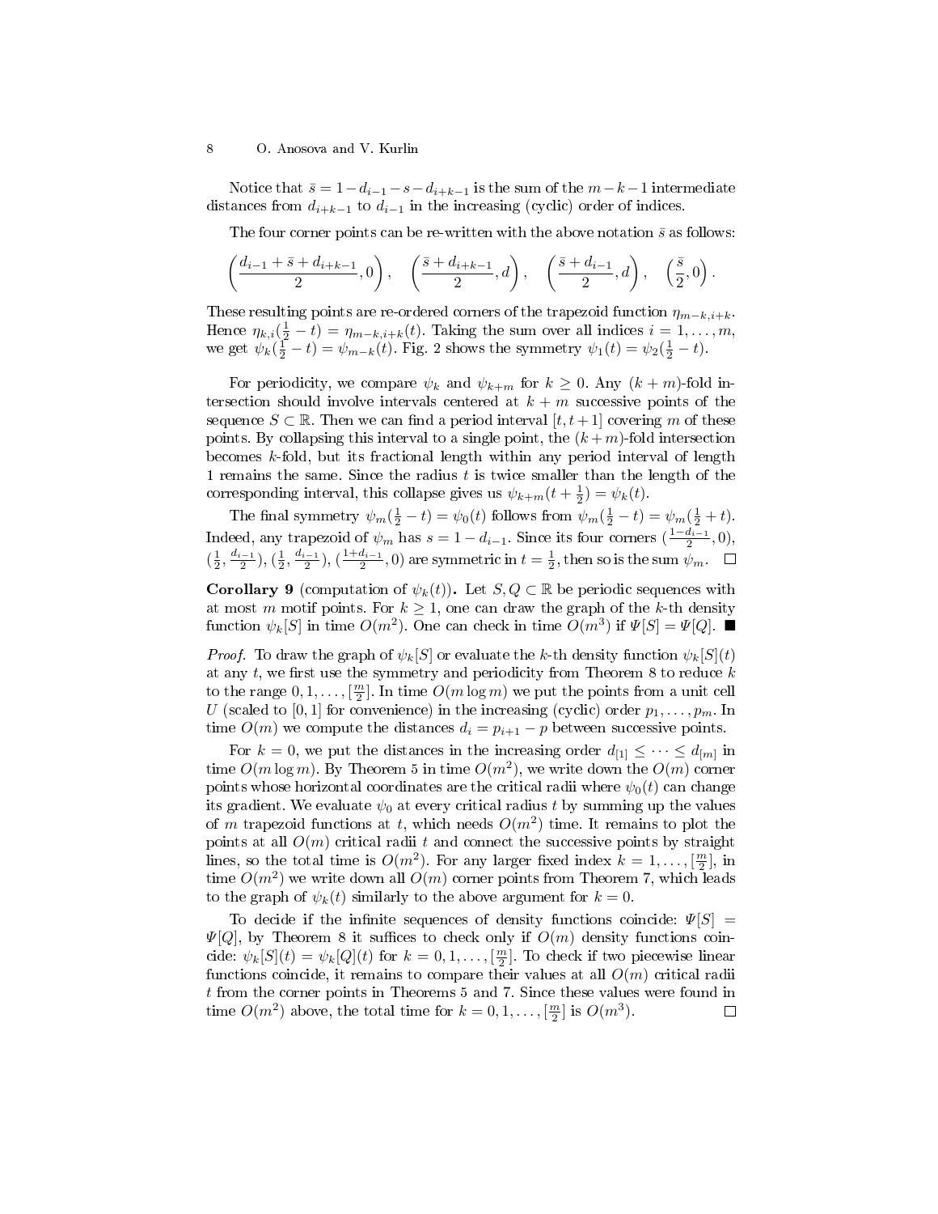Notice that $\bar{s} = 1 - d_{i-1} - s - d_{i+k-1}$ is the sum of the $m-k-1$ intermediate distances from $d_{i+k-1}$ to $d_{i-1}$ in the increasing (cyclic) order of indices.

The four corner points can be re-written with the above notation $\bar{s}$ as follows:

$$\left(\frac{d_{i-1} + \bar{s} + d_{i+k-1}}{2}, 0\right), \quad \left(\frac{\bar{s} + d_{i+k-1}}{2}, d\right), \quad \left(\frac{\bar{s} + d_{i-1}}{2}, d\right), \quad \left(\frac{\bar{s}}{2}, 0\right).$$

These resulting points are re-ordered corners of the trapezoid function $\eta_{m-k,i+k}$. Hence $\eta_{k,i}(\frac{1}{2} - t) = \eta_{m-k,i+k}(t)$. Taking the sum over all indices $i = 1, \ldots, m$, we get $\psi_k(\frac{1}{2} - t) = \psi_{m-k}(t)$. Fig. 2 shows the symmetry $\psi_1(t) = \psi_2(\frac{1}{2} - t)$.

For periodicity, we compare $\psi_k$ and $\psi_{k+m}$ for $k \geq 0$. Any $(k+m)$-fold intersection should involve intervals centered at $k+m$ successive points of the sequence $S \subset \mathbb{R}$. Then we can find a period interval $[t, t+1]$ covering $m$ of these points. By collapsing this interval to a single point, the $(k+m)$-fold intersection becomes $k$-fold, but its fractional length within any period interval of length 1 remains the same. Since the radius $t$ is twice smaller than the length of the corresponding interval, this collapse gives us $\psi_{k+m}(t + \frac{1}{2}) = \psi_k(t)$.

The final symmetry $\psi_m(\frac{1}{2} - t) = \psi_0(t)$ follows from $\psi_m(\frac{1}{2} - t) = \psi_m(\frac{1}{2} + t)$. Indeed, any trapezoid of $\psi_m$ has $s = 1 - d_{i-1}$. Since its four corners $(\frac{1-d_{i-1}}{2}, 0)$, $(\frac{1}{2}, \frac{d_{i-1}}{2})$, $(\frac{1}{2}, \frac{d_{i-1}}{2})$, $(\frac{1+d_{i-1}}{2}, 0)$ are symmetric in $t = \frac{1}{2}$, then so is the sum $\psi_m$. □

**Corollary 9** (computation of $\psi_k(t)$)**.** Let $S, Q \subset \mathbb{R}$ be periodic sequences with at most $m$ motif points. For $k \geq 1$, one can draw the graph of the $k$-th density function $\psi_k[S]$ in time $O(m^2)$. One can check in time $O(m^3)$ if $\Psi[S] = \Psi[Q]$. ■

*Proof.* To draw the graph of $\psi_k[S]$ or evaluate the $k$-th density function $\psi_k[S](t)$ at any $t$, we first use the symmetry and periodicity from Theorem 8 to reduce $k$ to the range $0, 1, \ldots, [\frac{m}{2}]$. In time $O(m \log m)$ we put the points from a unit cell $U$ (scaled to $[0, 1]$ for convenience) in the increasing (cyclic) order $p_1, \ldots, p_m$. In time $O(m)$ we compute the distances $d_i = p_{i+1} - p$ between successive points.

For $k = 0$, we put the distances in the increasing order $d_{[1]} \leq \cdots \leq d_{[m]}$ in time $O(m \log m)$. By Theorem 5 in time $O(m^2)$, we write down the $O(m)$ corner points whose horizontal coordinates are the critical radii where $\psi_0(t)$ can change its gradient. We evaluate $\psi_0$ at every critical radius $t$ by summing up the values of $m$ trapezoid functions at $t$, which needs $O(m^2)$ time. It remains to plot the points at all $O(m)$ critical radii $t$ and connect the successive points by straight lines, so the total time is $O(m^2)$. For any larger fixed index $k = 1, \ldots, [\frac{m}{2}]$, in time $O(m^2)$ we write down all $O(m)$ corner points from Theorem 7, which leads to the graph of $\psi_k(t)$ similarly to the above argument for $k = 0$.

To decide if the infinite sequences of density functions coincide: $\Psi[S] = \Psi[Q]$, by Theorem 8 it suffices to check only if $O(m)$ density functions coincide: $\psi_k[S](t) = \psi_k[Q](t)$ for $k = 0, 1, \ldots, [\frac{m}{2}]$. To check if two piecewise linear functions coincide, it remains to compare their values at all $O(m)$ critical radii $t$ from the corner points in Theorems 5 and 7. Since these values were found in time $O(m^2)$ above, the total time for $k = 0, 1, \ldots, [\frac{m}{2}]$ is $O(m^3)$. □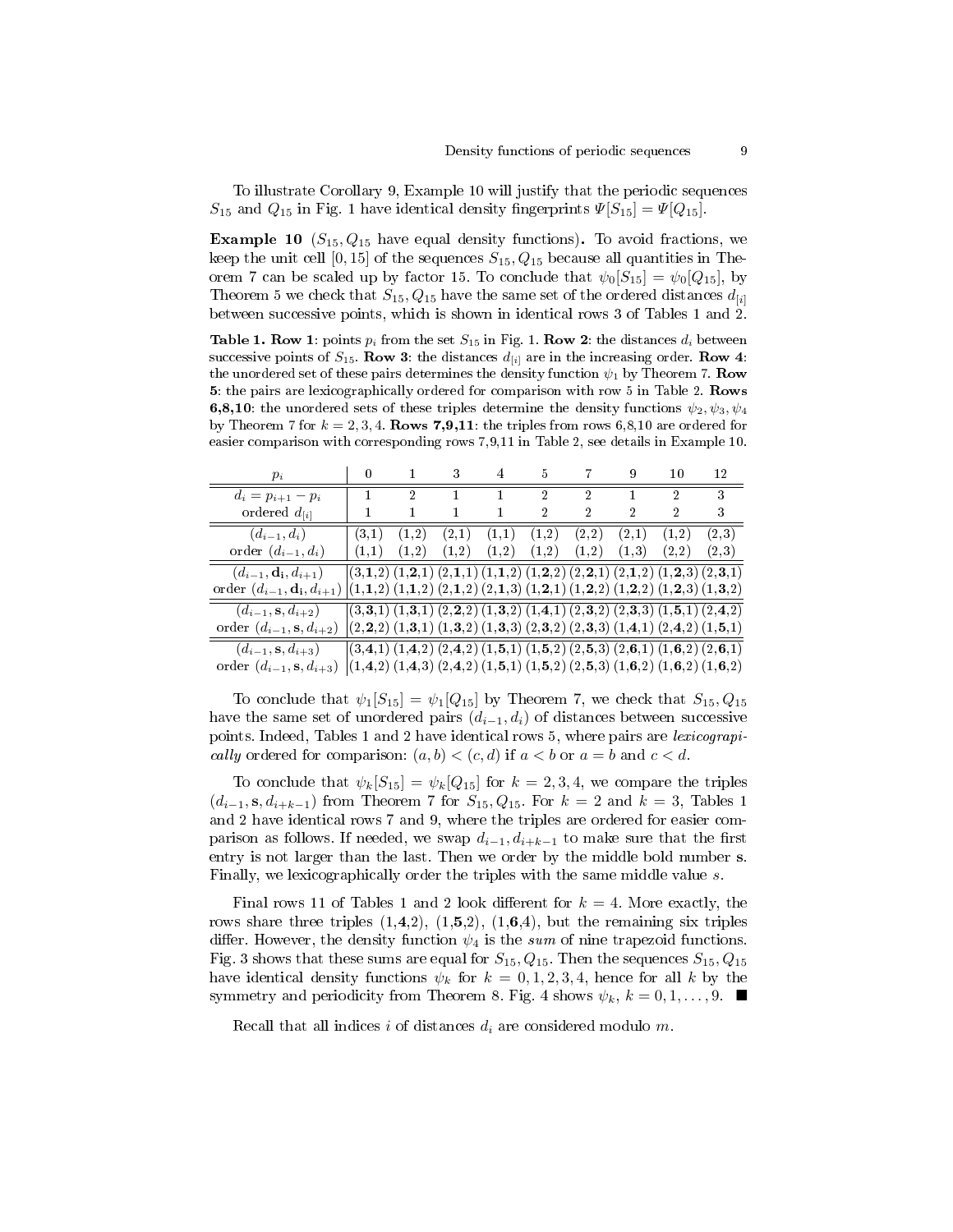To illustrate Corollary 9, Example 10 will justify that the periodic sequences $S_{15}$ and $Q_{15}$ in Fig. 1 have identical density fingerprints $\Psi[S_{15}] = \Psi[Q_{15}]$.

**Example 10** ($S_{15}, Q_{15}$ have equal density functions)**.** To avoid fractions, we keep the unit cell $[0, 15]$ of the sequences $S_{15}, Q_{15}$ because all quantities in Theorem 7 can be scaled up by factor 15. To conclude that $\psi_0[S_{15}] = \psi_0[Q_{15}]$, by Theorem 5 we check that $S_{15}, Q_{15}$ have the same set of the ordered distances $d_{[i]}$ between successive points, which is shown in identical rows 3 of Tables 1 and 2.

**Table 1. Row 1**: points $p_i$ from the set $S_{15}$ in Fig. 1. **Row 2**: the distances $d_i$ between successive points of $S_{15}$. **Row 3**: the distances $d_{[i]}$ are in the increasing order. **Row 4**: the unordered set of these pairs determines the density function $\psi_1$ by Theorem 7. **Row 5**: the pairs are lexicographically ordered for comparison with row 5 in Table 2. **Rows 6,8,10**: the unordered sets of these triples determine the density functions $\psi_2, \psi_3, \psi_4$ by Theorem 7 for $k = 2, 3, 4$. **Rows 7,9,11**: the triples from rows 6,8,10 are ordered for easier comparison with corresponding rows 7,9,11 in Table 2, see details in Example 10.

| $p_i$ | 0 | 1 | 3 | 4 | 5 | 7 | 9 | 10 | 12 |
|---|---|---|---|---|---|---|---|---|---|
| $d_i = p_{i+1} - p_i$ | 1 | 2 | 1 | 1 | 2 | 2 | 1 | 2 | 3 |
| ordered $d_{[i]}$ | 1 | 1 | 1 | 1 | 2 | 2 | 2 | 2 | 3 |
| $(d_{i-1}, d_i)$ | (3,1) | (1,2) | (2,1) | (1,1) | (1,2) | (2,2) | (2,1) | (1,2) | (2,3) |
| order $(d_{i-1}, d_i)$ | (1,1) | (1,2) | (1,2) | (1,2) | (1,2) | (1,2) | (1,3) | (2,2) | (2,3) |
| $(d_{i-1}, \mathbf{d_i}, d_{i+1})$ | (3,**1**,2) | (1,**2**,1) | (2,**1**,1) | (1,**1**,2) | (1,**2**,2) | (2,**2**,1) | (2,**1**,2) | (1,**2**,3) | (2,**3**,1) |
| order $(d_{i-1}, \mathbf{d_i}, d_{i+1})$ | (1,**1**,2) | (1,**1**,2) | (2,**1**,2) | (2,**1**,3) | (1,**2**,1) | (1,**2**,2) | (1,**2**,2) | (1,**2**,3) | (1,**3**,2) |
| $(d_{i-1}, \mathbf{s}, d_{i+2})$ | (3,**3**,1) | (1,**3**,1) | (2,**2**,2) | (1,**3**,2) | (1,**4**,1) | (2,**3**,2) | (2,**3**,3) | (1,**5**,1) | (2,**4**,2) |
| order $(d_{i-1}, \mathbf{s}, d_{i+2})$ | (2,**2**,2) | (1,**3**,1) | (1,**3**,2) | (1,**3**,3) | (2,**3**,2) | (2,**3**,3) | (1,**4**,1) | (2,**4**,2) | (1,**5**,1) |
| $(d_{i-1}, \mathbf{s}, d_{i+3})$ | (3,**4**,1) | (1,**4**,2) | (2,**4**,2) | (1,**5**,1) | (1,**5**,2) | (2,**5**,3) | (2,**6**,1) | (1,**6**,2) | (2,**6**,1) |
| order $(d_{i-1}, \mathbf{s}, d_{i+3})$ | (1,**4**,2) | (1,**4**,3) | (2,**4**,2) | (1,**5**,1) | (1,**5**,2) | (2,**5**,3) | (1,**6**,2) | (1,**6**,2) | (1,**6**,2) |

To conclude that $\psi_1[S_{15}] = \psi_1[Q_{15}]$ by Theorem 7, we check that $S_{15}, Q_{15}$ have the same set of unordered pairs $(d_{i-1}, d_i)$ of distances between successive points. Indeed, Tables 1 and 2 have identical rows 5, where pairs are *lexicograpically* ordered for comparison: $(a, b) < (c, d)$ if $a < b$ or $a = b$ and $c < d$.

To conclude that $\psi_k[S_{15}] = \psi_k[Q_{15}]$ for $k = 2, 3, 4$, we compare the triples $(d_{i-1}, \mathbf{s}, d_{i+k-1})$ from Theorem 7 for $S_{15}, Q_{15}$. For $k = 2$ and $k = 3$, Tables 1 and 2 have identical rows 7 and 9, where the triples are ordered for easier comparison as follows. If needed, we swap $d_{i-1}, d_{i+k-1}$ to make sure that the first entry is not larger than the last. Then we order by the middle bold number $\mathbf{s}$. Finally, we lexicographically order the triples with the same middle value $s$.

Final rows 11 of Tables 1 and 2 look different for $k = 4$. More exactly, the rows share three triples (1,**4**,2), (1,**5**,2), (1,**6**,4), but the remaining six triples differ. However, the density function $\psi_4$ is the *sum* of nine trapezoid functions. Fig. 3 shows that these sums are equal for $S_{15}, Q_{15}$. Then the sequences $S_{15}, Q_{15}$ have identical density functions $\psi_k$ for $k = 0, 1, 2, 3, 4$, hence for all $k$ by the symmetry and periodicity from Theorem 8. Fig. 4 shows $\psi_k$, $k = 0, 1, \ldots, 9$. ∎

Recall that all indices $i$ of distances $d_i$ are considered modulo $m$.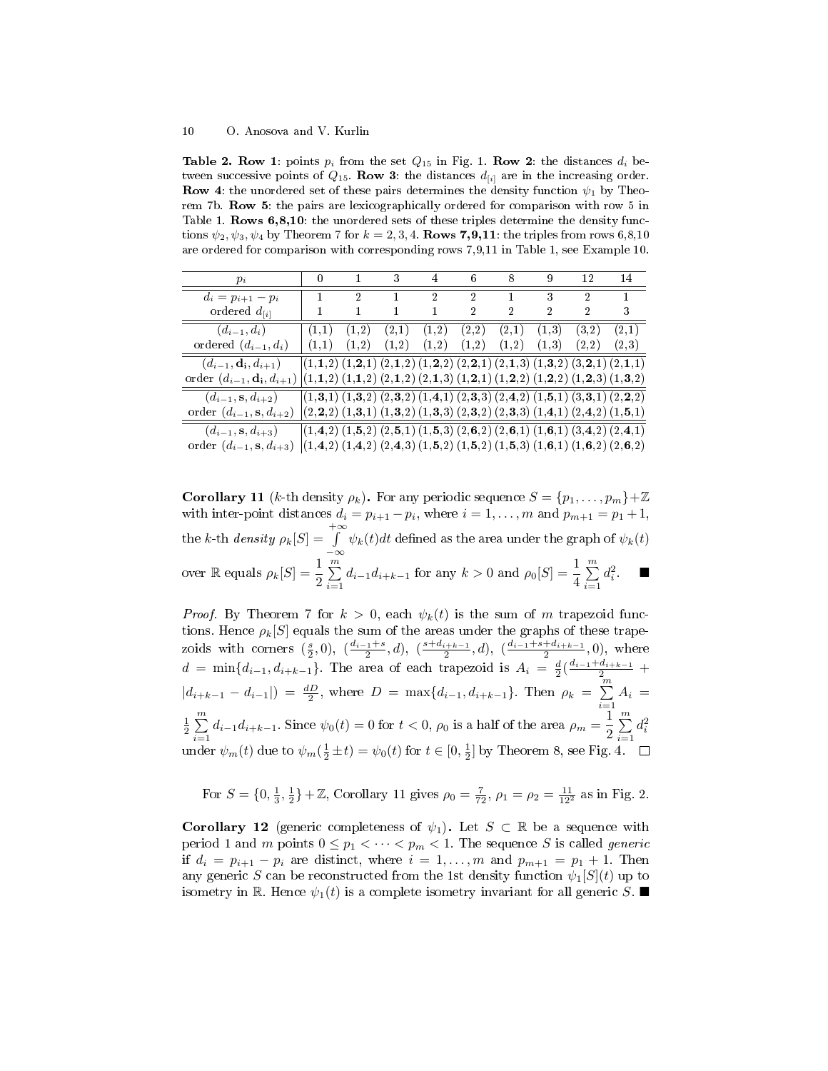**Table 2. Row 1**: points $p_i$ from the set $Q_{15}$ in Fig. 1. **Row 2**: the distances $d_i$ between successive points of $Q_{15}$. **Row 3**: the distances $d_{[i]}$ are in the increasing order. **Row 4**: the unordered set of these pairs determines the density function $\psi_1$ by Theorem 7b. **Row 5**: the pairs are lexicographically ordered for comparison with row 5 in Table 1. **Rows 6,8,10**: the unordered sets of these triples determine the density functions $\psi_2, \psi_3, \psi_4$ by Theorem 7 for $k = 2, 3, 4$. **Rows 7,9,11**: the triples from rows 6,8,10 are ordered for comparison with corresponding rows 7,9,11 in Table 1, see Example 10.

| $p_i$ | 0 | 1 | 3 | 4 | 6 | 8 | 9 | 12 | 14 |
|---|---|---|---|---|---|---|---|---|---|
| $d_i = p_{i+1} - p_i$ | 1 | 2 | 1 | 2 | 2 | 1 | 3 | 2 | 1 |
| ordered $d_{[i]}$ | 1 | 1 | 1 | 1 | 2 | 2 | 2 | 2 | 3 |
| $(d_{i-1}, d_i)$ | (1,1) | (1,2) | (2,1) | (1,2) | (2,2) | (2,1) | (1,3) | (3,2) | (2,1) |
| ordered $(d_{i-1}, d_i)$ | (1,1) | (1,2) | (1,2) | (1,2) | (1,2) | (1,2) | (1,3) | (2,2) | (2,3) |
| $(d_{i-1}, \mathbf{d_i}, d_{i+1})$ | (1,**1**,2) | (1,**2**,1) | (2,**1**,2) | (1,**2**,2) | (2,**2**,1) | (2,**1**,3) | (1,**3**,2) | (3,**2**,1) | (2,**1**,1) |
| order $(d_{i-1}, \mathbf{d_i}, d_{i+1})$ | (1,**1**,2) | (1,**1**,2) | (2,**1**,2) | (2,**1**,3) | (1,**2**,1) | (1,**2**,2) | (1,**2**,2) | (1,**2**,3) | (1,**3**,2) |
| $(d_{i-1}, \mathbf{s}, d_{i+2})$ | (1,**3**,1) | (1,**3**,2) | (2,**3**,2) | (1,**4**,1) | (2,**3**,3) | (2,**4**,2) | (1,**5**,1) | (3,**3**,1) | (2,**2**,2) |
| order $(d_{i-1}, \mathbf{s}, d_{i+2})$ | (2,**2**,2) | (1,**3**,1) | (1,**3**,2) | (1,**3**,3) | (2,**3**,2) | (2,**3**,3) | (1,**4**,1) | (2,**4**,2) | (1,**5**,1) |
| $(d_{i-1}, \mathbf{s}, d_{i+3})$ | (1,**4**,2) | (1,**5**,2) | (2,**5**,1) | (1,**5**,3) | (2,**6**,2) | (2,**6**,1) | (1,**6**,1) | (3,**4**,2) | (2,**4**,1) |
| order $(d_{i-1}, \mathbf{s}, d_{i+3})$ | (1,**4**,2) | (1,**4**,2) | (2,**4**,3) | (1,**5**,2) | (1,**5**,2) | (1,**5**,3) | (1,**6**,1) | (1,**6**,2) | (2,**6**,2) |

**Corollary 11** ($k$-th density $\rho_k$)**.** For any periodic sequence $S = \{p_1, \dots, p_m\} + \mathbb{Z}$ with inter-point distances $d_i = p_{i+1} - p_i$, where $i = 1, \dots, m$ and $p_{m+1} = p_1 + 1$, the $k$-th *density* $\rho_k[S] = \int\limits_{-\infty}^{+\infty} \psi_k(t)dt$ defined as the area under the graph of $\psi_k(t)$ over $\mathbb{R}$ equals $\rho_k[S] = \dfrac{1}{2} \sum\limits_{i=1}^{m} d_{i-1}d_{i+k-1}$ for any $k > 0$ and $\rho_0[S] = \dfrac{1}{4} \sum\limits_{i=1}^{m} d_i^2$. ∎

*Proof.* By Theorem 7 for $k > 0$, each $\psi_k(t)$ is the sum of $m$ trapezoid functions. Hence $\rho_k[S]$ equals the sum of the areas under the graphs of these trapezoids with corners $(\frac{s}{2}, 0)$, $(\frac{d_{i-1}+s}{2}, d)$, $(\frac{s+d_{i+k-1}}{2}, d)$, $(\frac{d_{i-1}+s+d_{i+k-1}}{2}, 0)$, where $d = \min\{d_{i-1}, d_{i+k-1}\}$. The area of each trapezoid is $A_i = \frac{d}{2}(\frac{d_{i-1}+d_{i+k-1}}{2} + |d_{i+k-1} - d_{i-1}|) = \frac{dD}{2}$, where $D = \max\{d_{i-1}, d_{i+k-1}\}$. Then $\rho_k = \sum\limits_{i=1}^{m} A_i = \frac{1}{2} \sum\limits_{i=1}^{m} d_{i-1}d_{i+k-1}$. Since $\psi_0(t) = 0$ for $t < 0$, $\rho_0$ is a half of the area $\rho_m = \dfrac{1}{2} \sum\limits_{i=1}^{m} d_i^2$ under $\psi_m(t)$ due to $\psi_m(\frac{1}{2} \pm t) = \psi_0(t)$ for $t \in [0, \frac{1}{2}]$ by Theorem 8, see Fig. 4. □

For $S = \{0, \frac{1}{3}, \frac{1}{2}\} + \mathbb{Z}$, Corollary 11 gives $\rho_0 = \frac{7}{72}$, $\rho_1 = \rho_2 = \frac{11}{12^2}$ as in Fig. 2.

**Corollary 12** (generic completeness of $\psi_1$)**.** Let $S \subset \mathbb{R}$ be a sequence with period 1 and $m$ points $0 \le p_1 < \dots < p_m < 1$. The sequence $S$ is called *generic* if $d_i = p_{i+1} - p_i$ are distinct, where $i = 1, \dots, m$ and $p_{m+1} = p_1 + 1$. Then any generic $S$ can be reconstructed from the 1st density function $\psi_1[S](t)$ up to isometry in $\mathbb{R}$. Hence $\psi_1(t)$ is a complete isometry invariant for all generic $S$. ∎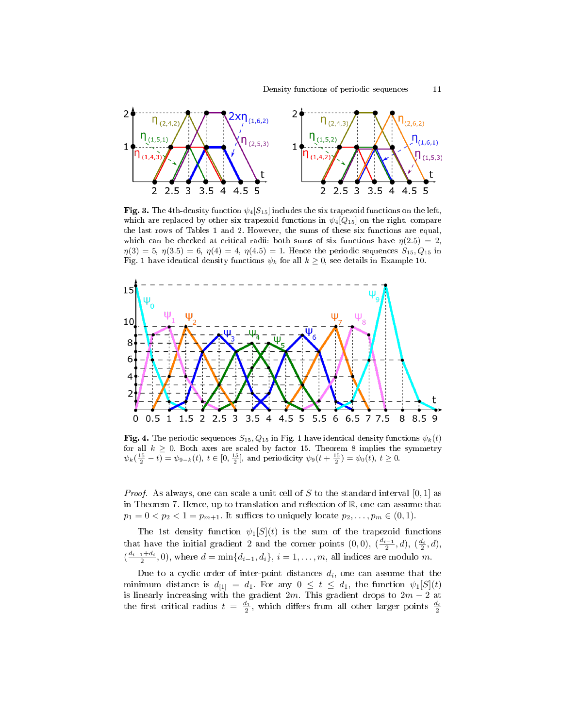**Fig. 3.** The 4th-density function $\psi_4[S_{15}]$ includes the six trapezoid functions on the left, which are replaced by other six trapezoid functions in $\psi_4[Q_{15}]$ on the right, compare the last rows of Tables 1 and 2. However, the sums of these six functions are equal, which can be checked at critical radii: both sums of six functions have $\eta(2.5) = 2$, $\eta(3) = 5$, $\eta(3.5) = 6$, $\eta(4) = 4$, $\eta(4.5) = 1$. Hence the periodic sequences $S_{15}, Q_{15}$ in Fig. 1 have identical density functions $\psi_k$ for all $k \geq 0$, see details in Example 10.

**Fig. 4.** The periodic sequences $S_{15}, Q_{15}$ in Fig. 1 have identical density functions $\psi_k(t)$ for all $k \geq 0$. Both axes are scaled by factor 15. Theorem 8 implies the symmetry $\psi_k(\frac{15}{2} - t) = \psi_{9-k}(t)$, $t \in [0, \frac{15}{2}]$, and periodicity $\psi_9(t + \frac{15}{2}) = \psi_0(t)$, $t \geq 0$.

*Proof.* As always, one can scale a unit cell of $S$ to the standard interval $[0, 1]$ as in Theorem 7. Hence, up to translation and reflection of $\mathbb{R}$, one can assume that $p_1 = 0 < p_2 < 1 = p_{m+1}$. It suffices to uniquely locate $p_2, \ldots, p_m \in (0, 1)$.

The 1st density function $\psi_1[S](t)$ is the sum of the trapezoid functions that have the initial gradient 2 and the corner points $(0, 0)$, $(\frac{d_{i-1}}{2}, d)$, $(\frac{d_i}{2}, d)$, $(\frac{d_{i-1}+d_i}{2}, 0)$, where $d = \min\{d_{i-1}, d_i\}$, $i = 1, \ldots, m$, all indices are modulo $m$.

Due to a cyclic order of inter-point distances $d_i$, one can assume that the minimum distance is $d_{[1]} = d_1$. For any $0 \leq t \leq d_1$, the function $\psi_1[S](t)$ is linearly increasing with the gradient $2m$. This gradient drops to $2m - 2$ at the first critical radius $t = \frac{d_1}{2}$, which differs from all other larger points $\frac{d_i}{2}$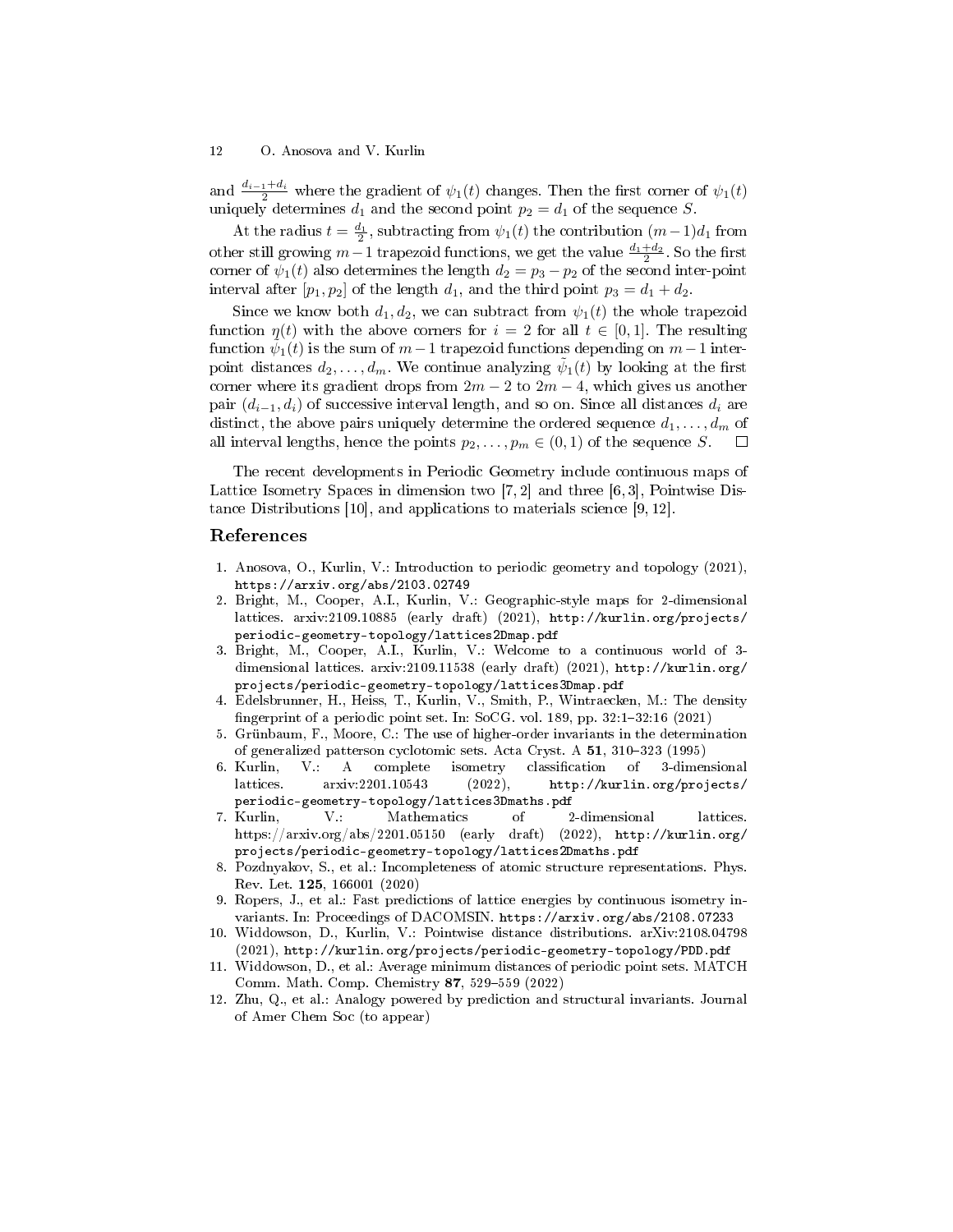and $\frac{d_{i-1}+d_i}{2}$ where the gradient of $\psi_1(t)$ changes. Then the first corner of $\psi_1(t)$ uniquely determines $d_1$ and the second point $p_2 = d_1$ of the sequence $S$.

At the radius $t = \frac{d_1}{2}$, subtracting from $\psi_1(t)$ the contribution $(m-1)d_1$ from other still growing $m-1$ trapezoid functions, we get the value $\frac{d_1+d_2}{2}$. So the first corner of $\psi_1(t)$ also determines the length $d_2 = p_3 - p_2$ of the second inter-point interval after $[p_1, p_2]$ of the length $d_1$, and the third point $p_3 = d_1 + d_2$.

Since we know both $d_1, d_2$, we can subtract from $\psi_1(t)$ the whole trapezoid function $\eta(t)$ with the above corners for $i = 2$ for all $t \in [0, 1]$. The resulting function $\tilde{\psi}_1(t)$ is the sum of $m-1$ trapezoid functions depending on $m-1$ inter-point distances $d_2, \dots, d_m$. We continue analyzing $\tilde{\psi}_1(t)$ by looking at the first corner where its gradient drops from $2m-2$ to $2m-4$, which gives us another pair $(d_{i-1}, d_i)$ of successive interval length, and so on. Since all distances $d_i$ are distinct, the above pairs uniquely determine the ordered sequence $d_1, \dots, d_m$ of all interval lengths, hence the points $p_2, \dots, p_m \in (0, 1)$ of the sequence $S$. $\square$

The recent developments in Periodic Geometry include continuous maps of Lattice Isometry Spaces in dimension two [7, 2] and three [6, 3], Pointwise Distance Distributions [10], and applications to materials science [9, 12].

## References

1. Anosova, O., Kurlin, V.: Introduction to periodic geometry and topology (2021), https://arxiv.org/abs/2103.02749
2. Bright, M., Cooper, A.I., Kurlin, V.: Geographic-style maps for 2-dimensional lattices. arxiv:2109.10885 (early draft) (2021), http://kurlin.org/projects/periodic-geometry-topology/lattices2Dmap.pdf
3. Bright, M., Cooper, A.I., Kurlin, V.: Welcome to a continuous world of 3-dimensional lattices. arxiv:2109.11538 (early draft) (2021), http://kurlin.org/projects/periodic-geometry-topology/lattices3Dmap.pdf
4. Edelsbrunner, H., Heiss, T., Kurlin, V., Smith, P., Wintraecken, M.: The density fingerprint of a periodic point set. In: SoCG. vol. 189, pp. 32:1–32:16 (2021)
5. Grünbaum, F., Moore, C.: The use of higher-order invariants in the determination of generalized patterson cyclotomic sets. Acta Cryst. A **51**, 310–323 (1995)
6. Kurlin, V.: A complete isometry classification of 3-dimensional lattices. arxiv:2201.10543 (2022), http://kurlin.org/projects/periodic-geometry-topology/lattices3Dmaths.pdf
7. Kurlin, V.: Mathematics of 2-dimensional lattices. https://arxiv.org/abs/2201.05150 (early draft) (2022), http://kurlin.org/projects/periodic-geometry-topology/lattices2Dmaths.pdf
8. Pozdnyakov, S., et al.: Incompleteness of atomic structure representations. Phys. Rev. Let. **125**, 166001 (2020)
9. Ropers, J., et al.: Fast predictions of lattice energies by continuous isometry invariants. In: Proceedings of DACOMSIN. https://arxiv.org/abs/2108.07233
10. Widdowson, D., Kurlin, V.: Pointwise distance distributions. arXiv:2108.04798 (2021), http://kurlin.org/projects/periodic-geometry-topology/PDD.pdf
11. Widdowson, D., et al.: Average minimum distances of periodic point sets. MATCH Comm. Math. Comp. Chemistry **87**, 529–559 (2022)
12. Zhu, Q., et al.: Analogy powered by prediction and structural invariants. Journal of Amer Chem Soc (to appear)